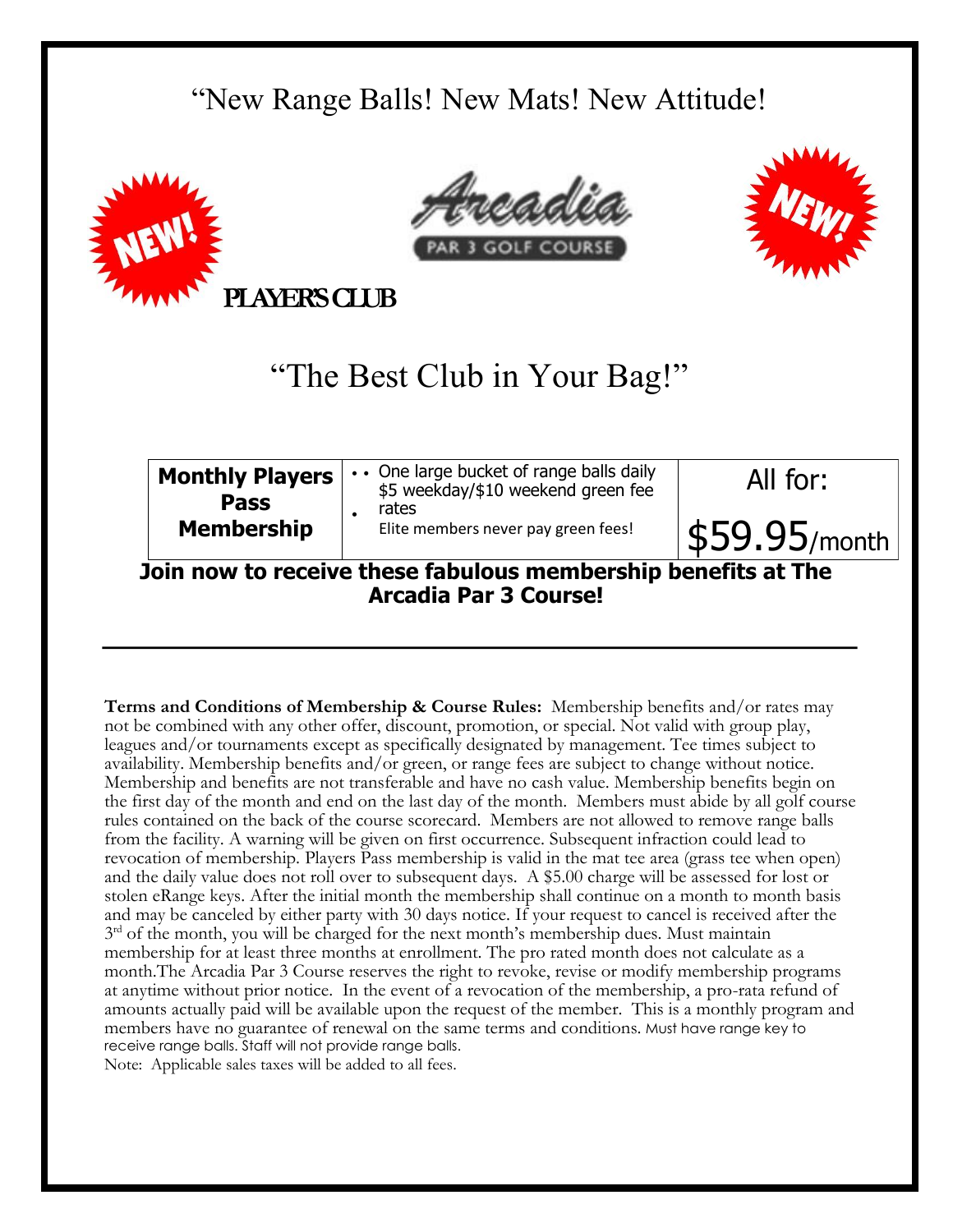# "New Range Balls! New Mats! New Attitude!

NEW!

Arcadia

PAR 3 GOLF COURSE

NEW!

**PLAYER'S CLUB**

## "The Best Club in Your Bag!"

| **Monthly Players Pass Membership** | • One large bucket of range balls daily<br>• $5 weekday/$10 weekend green fee rates<br>• Elite members never pay green fees! | All for: $59.95/month |
|---|---|---|

**Join now to receive these fabulous membership benefits at The Arcadia Par 3 Course!**

---

**Terms and Conditions of Membership & Course Rules:** Membership benefits and/or rates may not be combined with any other offer, discount, promotion, or special. Not valid with group play, leagues and/or tournaments except as specifically designated by management. Tee times subject to availability. Membership benefits and/or green, or range fees are subject to change without notice. Membership and benefits are not transferable and have no cash value. Membership benefits begin on the first day of the month and end on the last day of the month. Members must abide by all golf course rules contained on the back of the course scorecard. Members are not allowed to remove range balls from the facility. A warning will be given on first occurrence. Subsequent infraction could lead to revocation of membership. Players Pass membership is valid in the mat tee area (grass tee when open) and the daily value does not roll over to subsequent days. A $5.00 charge will be assessed for lost or stolen eRange keys. After the initial month the membership shall continue on a month to month basis and may be canceled by either party with 30 days notice. If your request to cancel is received after the 3rd of the month, you will be charged for the next month's membership dues. Must maintain membership for at least three months at enrollment. The pro rated month does not calculate as a month.The Arcadia Par 3 Course reserves the right to revoke, revise or modify membership programs at anytime without prior notice. In the event of a revocation of the membership, a pro-rata refund of amounts actually paid will be available upon the request of the member. This is a monthly program and members have no guarantee of renewal on the same terms and conditions. Must have range key to receive range balls. Staff will not provide range balls.

Note: Applicable sales taxes will be added to all fees.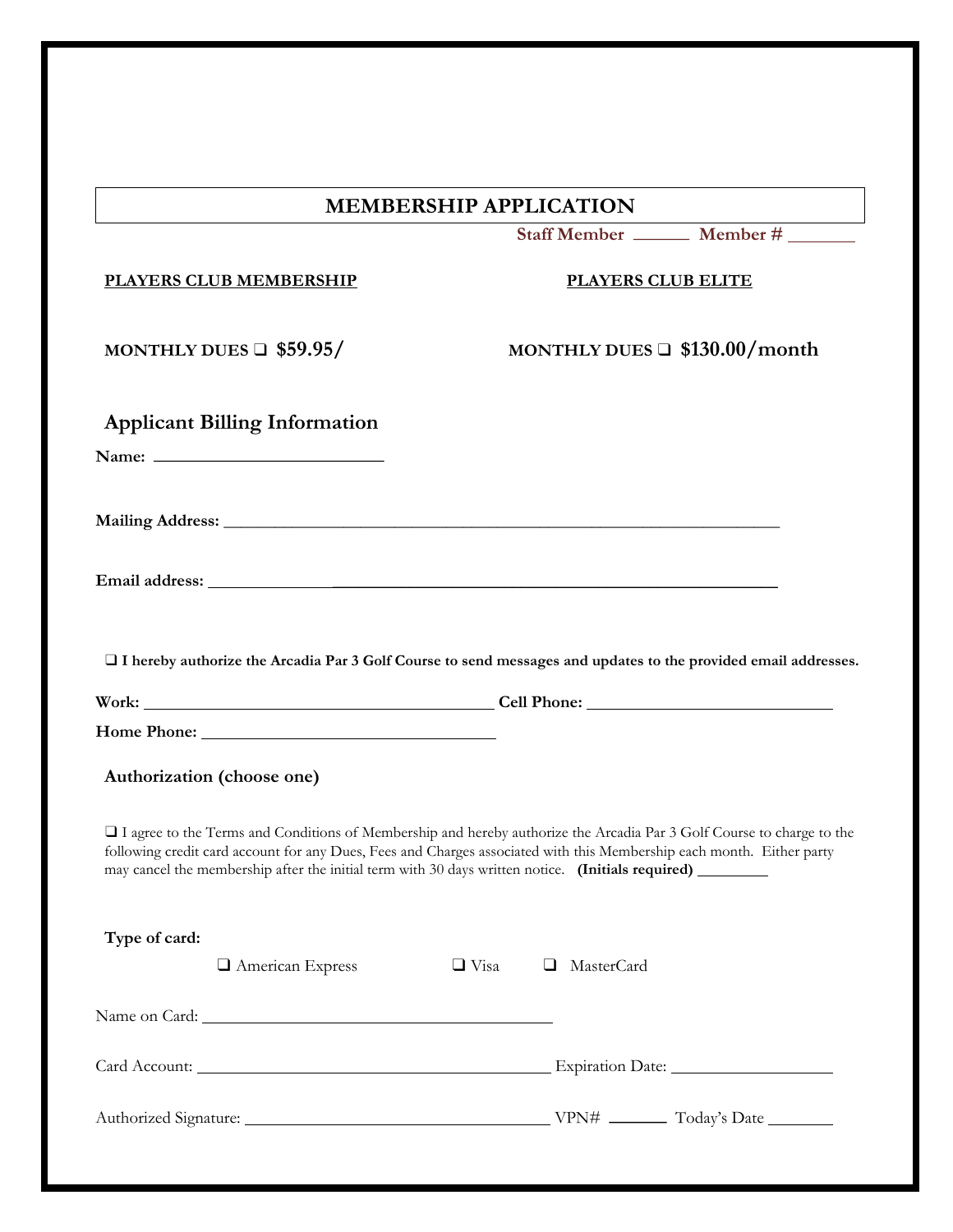# MEMBERSHIP APPLICATION

**Staff Member ______ Member # _______**

**PLAYERS CLUB MEMBERSHIP**

**MONTHLY DUES ❑ $59.95/**

**PLAYERS CLUB ELITE**

**MONTHLY DUES ❑ $130.00/month**

## Applicant Billing Information

**Name:** ___________________________

**Mailing Address:** ___________________________________________________________________

**Email address:** ______________________________________________________________________

❑ **I hereby authorize the Arcadia Par 3 Golf Course to send messages and updates to the provided email addresses.**

**Work:** _________________________________________ **Cell Phone:** _____________________________

**Home Phone:** ___________________________________

### Authorization (choose one)

❑ I agree to the Terms and Conditions of Membership and hereby authorize the Arcadia Par 3 Golf Course to charge to the following credit card account for any Dues, Fees and Charges associated with this Membership each month. Either party may cancel the membership after the initial term with 30 days written notice. **(Initials required)** ________

**Type of card:**

❑ American Express ❑ Visa ❑ MasterCard

Name on Card: __________________________________________

Card Account: __________________________________________ Expiration Date: ___________________

Authorized Signature: ____________________________________ VPN# _______ Today's Date ________